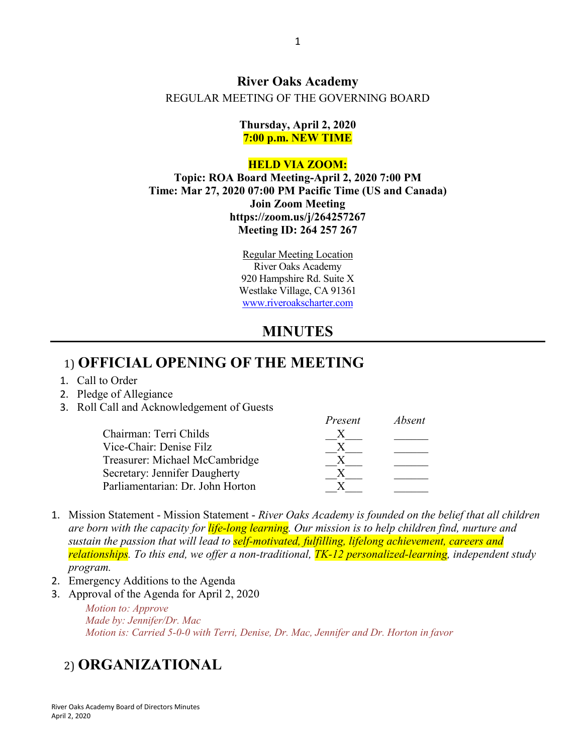# River Oaks Academy

REGULAR MEETING OF THE GOVERNING BOARD

**Thursday, April 2, 2020**
**7:00 p.m. NEW TIME**

**HELD VIA ZOOM:**
**Topic: ROA Board Meeting-April 2, 2020 7:00 PM**
**Time: Mar 27, 2020 07:00 PM Pacific Time (US and Canada)**
**Join Zoom Meeting**
**https://zoom.us/j/264257267**
**Meeting ID: 264 257 267**

Regular Meeting Location
River Oaks Academy
920 Hampshire Rd. Suite X
Westlake Village, CA 91361
www.riveroakscharter.com

## MINUTES

## 1) OFFICIAL OPENING OF THE MEETING

1. Call to Order
2. Pledge of Allegiance
3. Roll Call and Acknowledgement of Guests

| | *Present* | *Absent* |
|---|---|---|
| Chairman: Terri Childs | X | |
| Vice-Chair: Denise Filz | X | |
| Treasurer: Michael McCambridge | X | |
| Secretary: Jennifer Daugherty | X | |
| Parliamentarian: Dr. John Horton | X | |

1. Mission Statement - Mission Statement - *River Oaks Academy is founded on the belief that all children are born with the capacity for life-long learning. Our mission is to help children find, nurture and sustain the passion that will lead to self-motivated, fulfilling, lifelong achievement, careers and relationships. To this end, we offer a non-traditional, TK-12 personalized-learning, independent study program.*
2. Emergency Additions to the Agenda
3. Approval of the Agenda for April 2, 2020

   *Motion to: Approve*
   *Made by: Jennifer/Dr. Mac*
   *Motion is: Carried 5-0-0 with Terri, Denise, Dr. Mac, Jennifer and Dr. Horton in favor*

## 2) ORGANIZATIONAL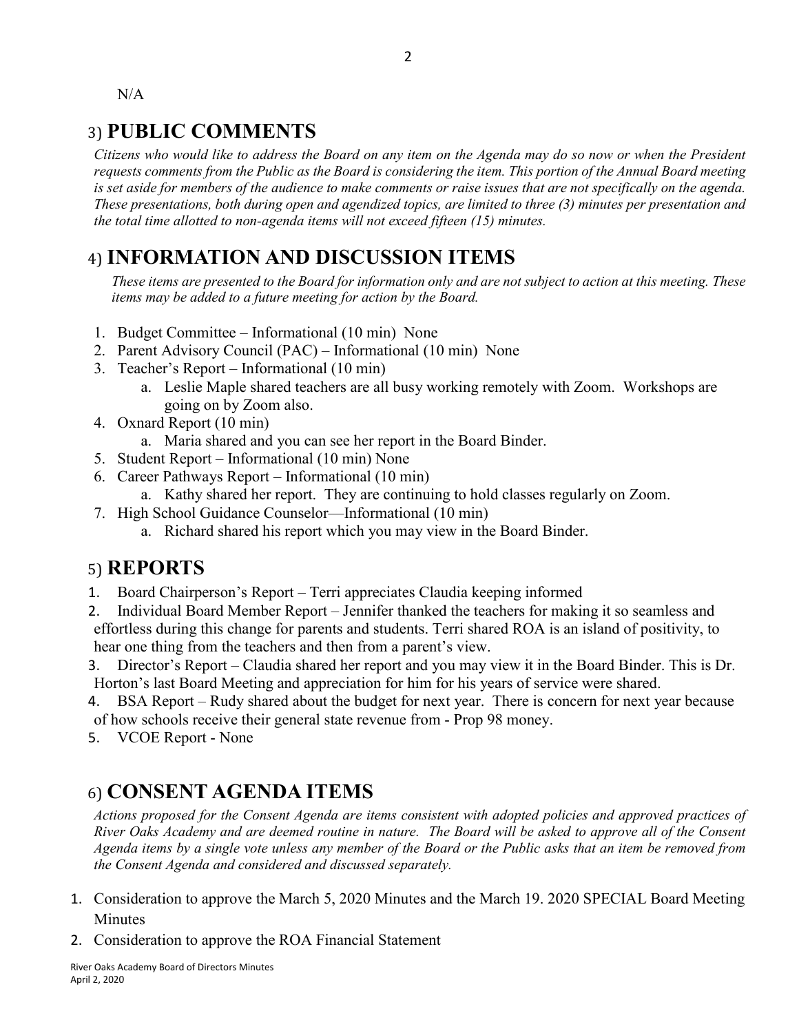N/A

## 3) **PUBLIC COMMENTS**

*Citizens who would like to address the Board on any item on the Agenda may do so now or when the President requests comments from the Public as the Board is considering the item. This portion of the Annual Board meeting is set aside for members of the audience to make comments or raise issues that are not specifically on the agenda. These presentations, both during open and agendized topics, are limited to three (3) minutes per presentation and the total time allotted to non-agenda items will not exceed fifteen (15) minutes.*

## 4) **INFORMATION AND DISCUSSION ITEMS**

*These items are presented to the Board for information only and are not subject to action at this meeting. These items may be added to a future meeting for action by the Board.*

1. Budget Committee – Informational (10 min) None
2. Parent Advisory Council (PAC) – Informational (10 min) None
3. Teacher's Report – Informational (10 min)
    a. Leslie Maple shared teachers are all busy working remotely with Zoom. Workshops are going on by Zoom also.
4. Oxnard Report (10 min)
    a. Maria shared and you can see her report in the Board Binder.
5. Student Report – Informational (10 min) None
6. Career Pathways Report – Informational (10 min)
    a. Kathy shared her report. They are continuing to hold classes regularly on Zoom.
7. High School Guidance Counselor—Informational (10 min)
    a. Richard shared his report which you may view in the Board Binder.

## 5) **REPORTS**

1. Board Chairperson's Report – Terri appreciates Claudia keeping informed
2. Individual Board Member Report – Jennifer thanked the teachers for making it so seamless and effortless during this change for parents and students. Terri shared ROA is an island of positivity, to hear one thing from the teachers and then from a parent's view.
3. Director's Report – Claudia shared her report and you may view it in the Board Binder. This is Dr. Horton's last Board Meeting and appreciation for him for his years of service were shared.
4. BSA Report – Rudy shared about the budget for next year. There is concern for next year because of how schools receive their general state revenue from - Prop 98 money.
5. VCOE Report - None

## 6) **CONSENT AGENDA ITEMS**

*Actions proposed for the Consent Agenda are items consistent with adopted policies and approved practices of River Oaks Academy and are deemed routine in nature. The Board will be asked to approve all of the Consent Agenda items by a single vote unless any member of the Board or the Public asks that an item be removed from the Consent Agenda and considered and discussed separately.*

1. Consideration to approve the March 5, 2020 Minutes and the March 19. 2020 SPECIAL Board Meeting Minutes
2. Consideration to approve the ROA Financial Statement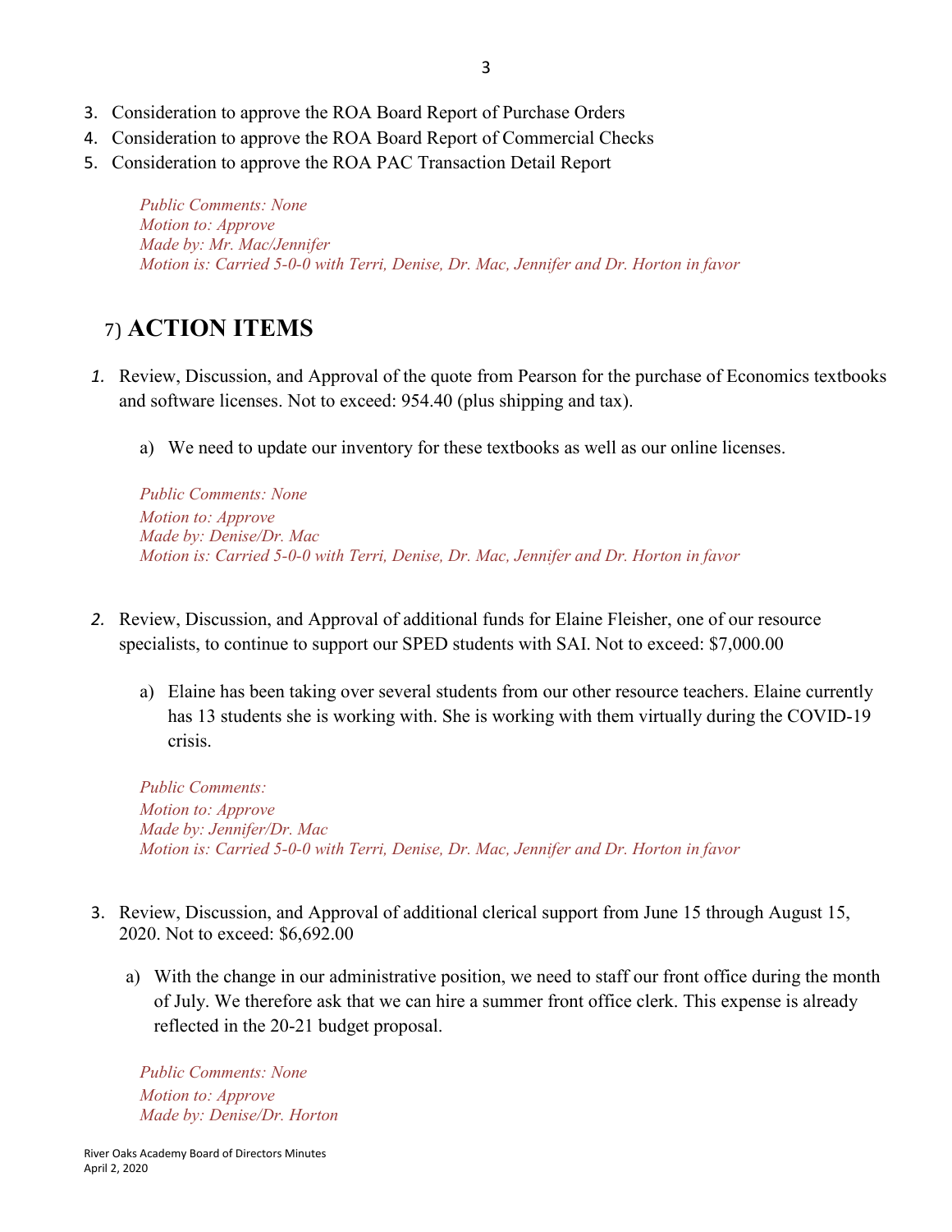3. Consideration to approve the ROA Board Report of Purchase Orders
4. Consideration to approve the ROA Board Report of Commercial Checks
5. Consideration to approve the ROA PAC Transaction Detail Report

*Public Comments: None*
*Motion to: Approve*
*Made by: Mr. Mac/Jennifer*
*Motion is: Carried 5-0-0 with Terri, Denise, Dr. Mac, Jennifer and Dr. Horton in favor*

## 7) ACTION ITEMS

1. Review, Discussion, and Approval of the quote from Pearson for the purchase of Economics textbooks and software licenses. Not to exceed: 954.40 (plus shipping and tax).

   a) We need to update our inventory for these textbooks as well as our online licenses.

*Public Comments: None*
*Motion to: Approve*
*Made by: Denise/Dr. Mac*
*Motion is: Carried 5-0-0 with Terri, Denise, Dr. Mac, Jennifer and Dr. Horton in favor*

2. Review, Discussion, and Approval of additional funds for Elaine Fleisher, one of our resource specialists, to continue to support our SPED students with SAI. Not to exceed: $7,000.00

   a) Elaine has been taking over several students from our other resource teachers. Elaine currently has 13 students she is working with. She is working with them virtually during the COVID-19 crisis.

*Public Comments:*
*Motion to: Approve*
*Made by: Jennifer/Dr. Mac*
*Motion is: Carried 5-0-0 with Terri, Denise, Dr. Mac, Jennifer and Dr. Horton in favor*

3. Review, Discussion, and Approval of additional clerical support from June 15 through August 15, 2020. Not to exceed: $6,692.00

   a) With the change in our administrative position, we need to staff our front office during the month of July. We therefore ask that we can hire a summer front office clerk. This expense is already reflected in the 20-21 budget proposal.

*Public Comments: None*
*Motion to: Approve*
*Made by: Denise/Dr. Horton*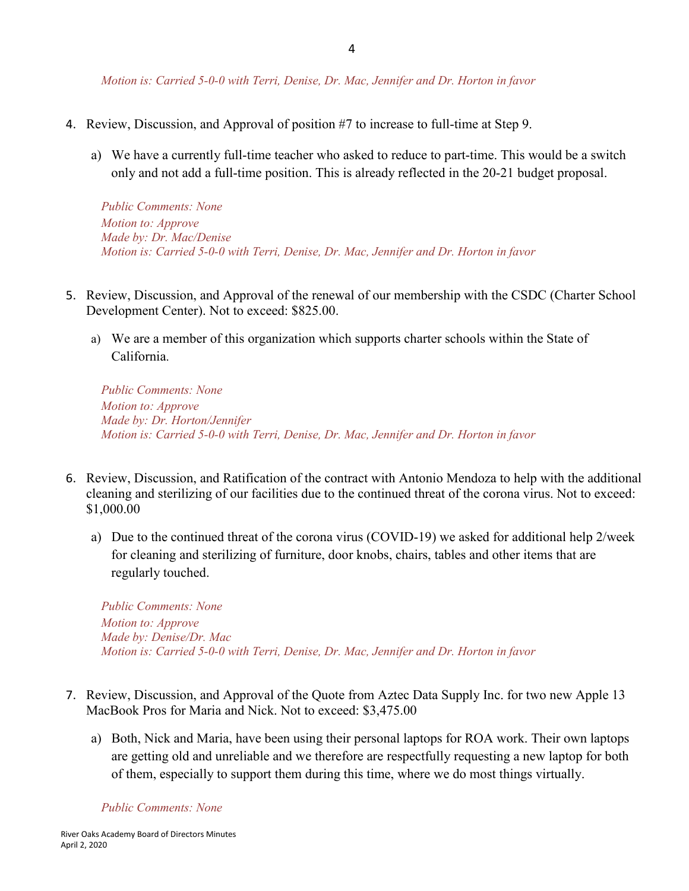*Motion is: Carried 5-0-0 with Terri, Denise, Dr. Mac, Jennifer and Dr. Horton in favor*

4. Review, Discussion, and Approval of position #7 to increase to full-time at Step 9.

    a) We have a currently full-time teacher who asked to reduce to part-time. This would be a switch only and not add a full-time position. This is already reflected in the 20-21 budget proposal.

    *Public Comments: None*
    *Motion to: Approve*
    *Made by: Dr. Mac/Denise*
    *Motion is: Carried 5-0-0 with Terri, Denise, Dr. Mac, Jennifer and Dr. Horton in favor*

5. Review, Discussion, and Approval of the renewal of our membership with the CSDC (Charter School Development Center). Not to exceed: $825.00.

    a) We are a member of this organization which supports charter schools within the State of California.

    *Public Comments: None*
    *Motion to: Approve*
    *Made by: Dr. Horton/Jennifer*
    *Motion is: Carried 5-0-0 with Terri, Denise, Dr. Mac, Jennifer and Dr. Horton in favor*

6. Review, Discussion, and Ratification of the contract with Antonio Mendoza to help with the additional cleaning and sterilizing of our facilities due to the continued threat of the corona virus. Not to exceed: $1,000.00

    a) Due to the continued threat of the corona virus (COVID-19) we asked for additional help 2/week for cleaning and sterilizing of furniture, door knobs, chairs, tables and other items that are regularly touched.

    *Public Comments: None*
    *Motion to: Approve*
    *Made by: Denise/Dr. Mac*
    *Motion is: Carried 5-0-0 with Terri, Denise, Dr. Mac, Jennifer and Dr. Horton in favor*

7. Review, Discussion, and Approval of the Quote from Aztec Data Supply Inc. for two new Apple 13 MacBook Pros for Maria and Nick. Not to exceed: $3,475.00

    a) Both, Nick and Maria, have been using their personal laptops for ROA work. Their own laptops are getting old and unreliable and we therefore are respectfully requesting a new laptop for both of them, especially to support them during this time, where we do most things virtually.

    *Public Comments: None*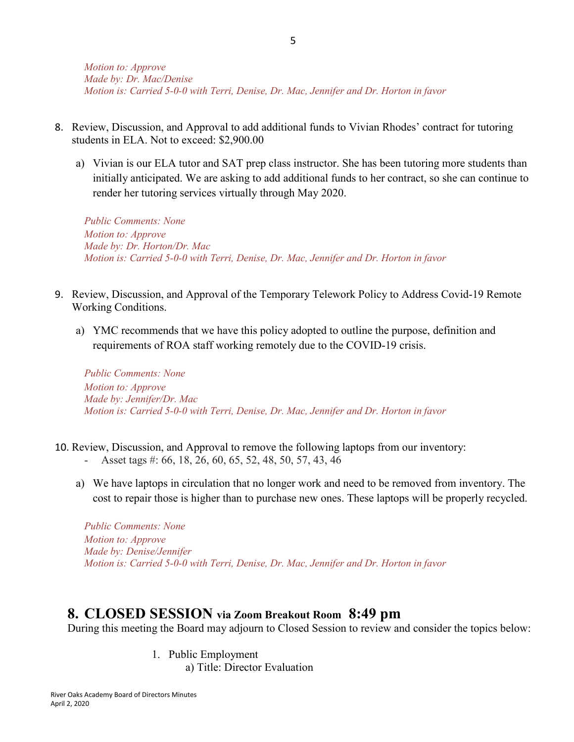*Motion to: Approve*
*Made by: Dr. Mac/Denise*
*Motion is: Carried 5-0-0 with Terri, Denise, Dr. Mac, Jennifer and Dr. Horton in favor*

8. Review, Discussion, and Approval to add additional funds to Vivian Rhodes' contract for tutoring students in ELA. Not to exceed: $2,900.00

   a) Vivian is our ELA tutor and SAT prep class instructor. She has been tutoring more students than initially anticipated. We are asking to add additional funds to her contract, so she can continue to render her tutoring services virtually through May 2020.

   *Public Comments: None*
   *Motion to: Approve*
   *Made by: Dr. Horton/Dr. Mac*
   *Motion is: Carried 5-0-0 with Terri, Denise, Dr. Mac, Jennifer and Dr. Horton in favor*

9. Review, Discussion, and Approval of the Temporary Telework Policy to Address Covid-19 Remote Working Conditions.

   a) YMC recommends that we have this policy adopted to outline the purpose, definition and requirements of ROA staff working remotely due to the COVID-19 crisis.

   *Public Comments: None*
   *Motion to: Approve*
   *Made by: Jennifer/Dr. Mac*
   *Motion is: Carried 5-0-0 with Terri, Denise, Dr. Mac, Jennifer and Dr. Horton in favor*

10. Review, Discussion, and Approval to remove the following laptops from our inventory:
    - Asset tags #: 66, 18, 26, 60, 65, 52, 48, 50, 57, 43, 46

    a) We have laptops in circulation that no longer work and need to be removed from inventory. The cost to repair those is higher than to purchase new ones. These laptops will be properly recycled.

    *Public Comments: None*
    *Motion to: Approve*
    *Made by: Denise/Jennifer*
    *Motion is: Carried 5-0-0 with Terri, Denise, Dr. Mac, Jennifer and Dr. Horton in favor*

## 8. CLOSED SESSION via Zoom Breakout Room 8:49 pm

During this meeting the Board may adjourn to Closed Session to review and consider the topics below:

1. Public Employment
   a) Title: Director Evaluation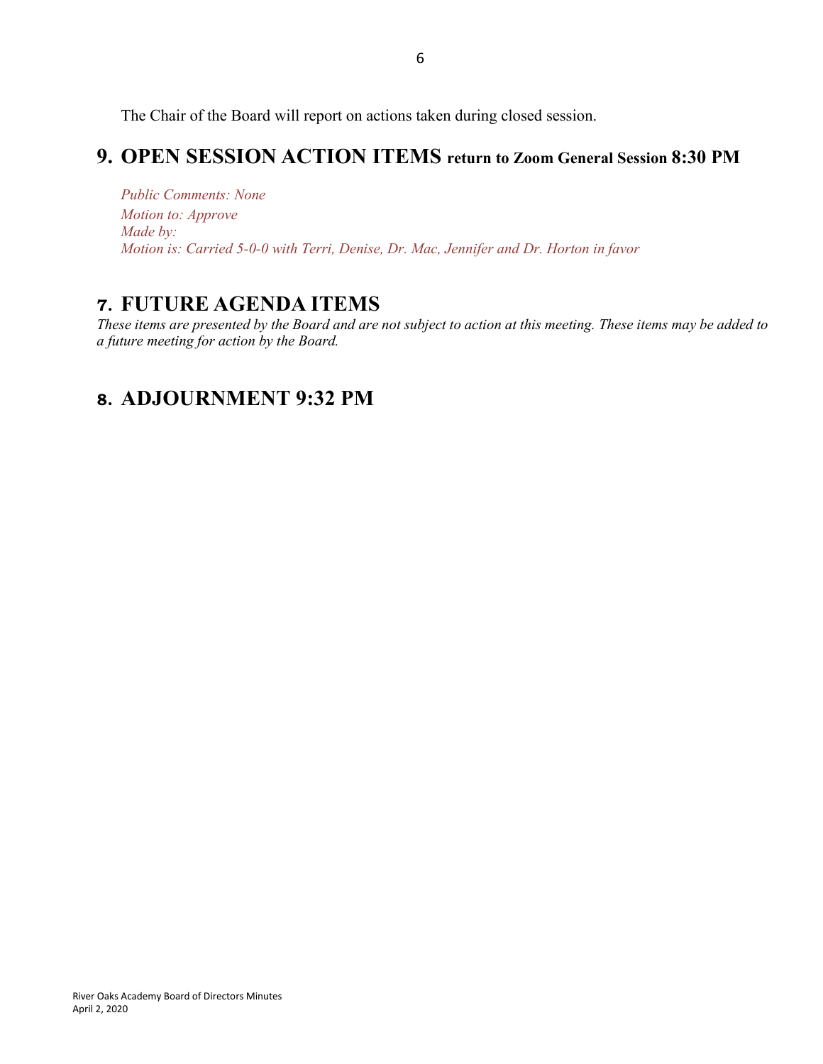The Chair of the Board will report on actions taken during closed session.

## 9. OPEN SESSION ACTION ITEMS return to Zoom General Session 8:30 PM

*Public Comments: None*
*Motion to: Approve*
*Made by:*
*Motion is: Carried 5-0-0 with Terri, Denise, Dr. Mac, Jennifer and Dr. Horton in favor*

## 7. FUTURE AGENDA ITEMS

*These items are presented by the Board and are not subject to action at this meeting. These items may be added to a future meeting for action by the Board.*

## 8. ADJOURNMENT 9:32 PM